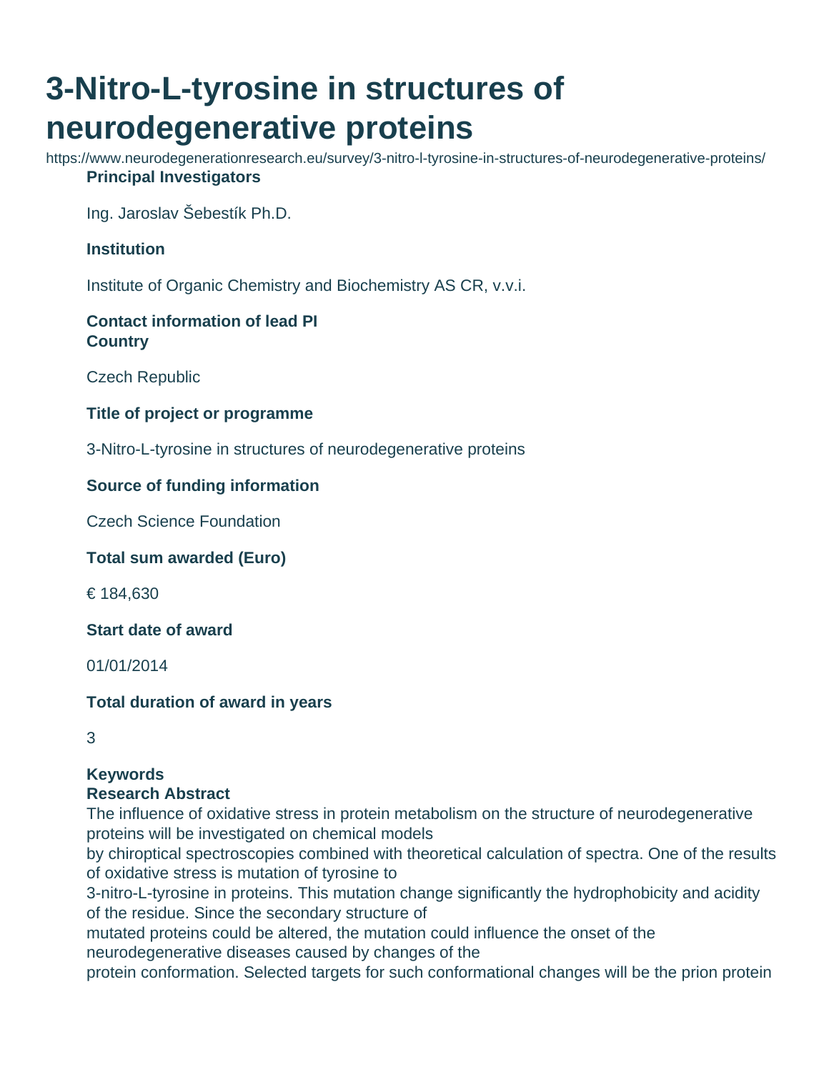# 3-Nitro-L-tyrosine in structures of neurodegenerative proteins

https://www.neurodegenerationresearch.eu/survey/3-nitro-l-tyrosine-in-structures-of-neurodegenerative-proteins/

**Principal Investigators**

Ing. Jaroslav Šebestík Ph.D.

**Institution**

Institute of Organic Chemistry and Biochemistry AS CR, v.v.i.

**Contact information of lead PI**

**Country**

Czech Republic

**Title of project or programme**

3-Nitro-L-tyrosine in structures of neurodegenerative proteins

**Source of funding information**

Czech Science Foundation

**Total sum awarded (Euro)**

€ 184,630

**Start date of award**

01/01/2014

**Total duration of award in years**

3

**Keywords**

**Research Abstract**

The influence of oxidative stress in protein metabolism on the structure of neurodegenerative proteins will be investigated on chemical models
by chiroptical spectroscopies combined with theoretical calculation of spectra. One of the results of oxidative stress is mutation of tyrosine to
3-nitro-L-tyrosine in proteins. This mutation change significantly the hydrophobicity and acidity of the residue. Since the secondary structure of
mutated proteins could be altered, the mutation could influence the onset of the neurodegenerative diseases caused by changes of the
protein conformation. Selected targets for such conformational changes will be the prion protein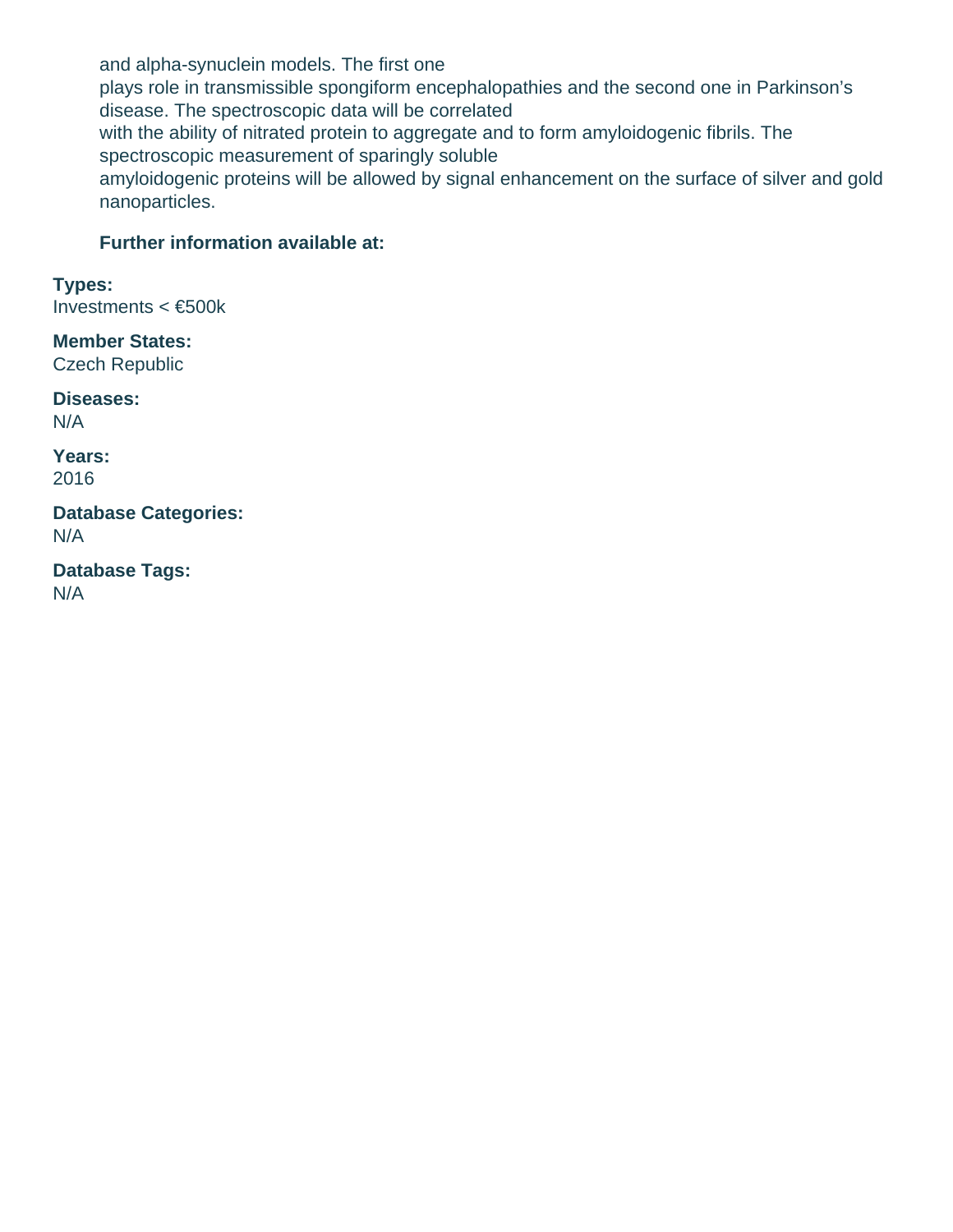and alpha-synuclein models. The first one plays role in transmissible spongiform encephalopathies and the second one in Parkinson's disease. The spectroscopic data will be correlated with the ability of nitrated protein to aggregate and to form amyloidogenic fibrils. The spectroscopic measurement of sparingly soluble amyloidogenic proteins will be allowed by signal enhancement on the surface of silver and gold nanoparticles.

**Further information available at:**

**Types:**
Investments < €500k

**Member States:**
Czech Republic

**Diseases:**
N/A

**Years:**
2016

**Database Categories:**
N/A

**Database Tags:**
N/A